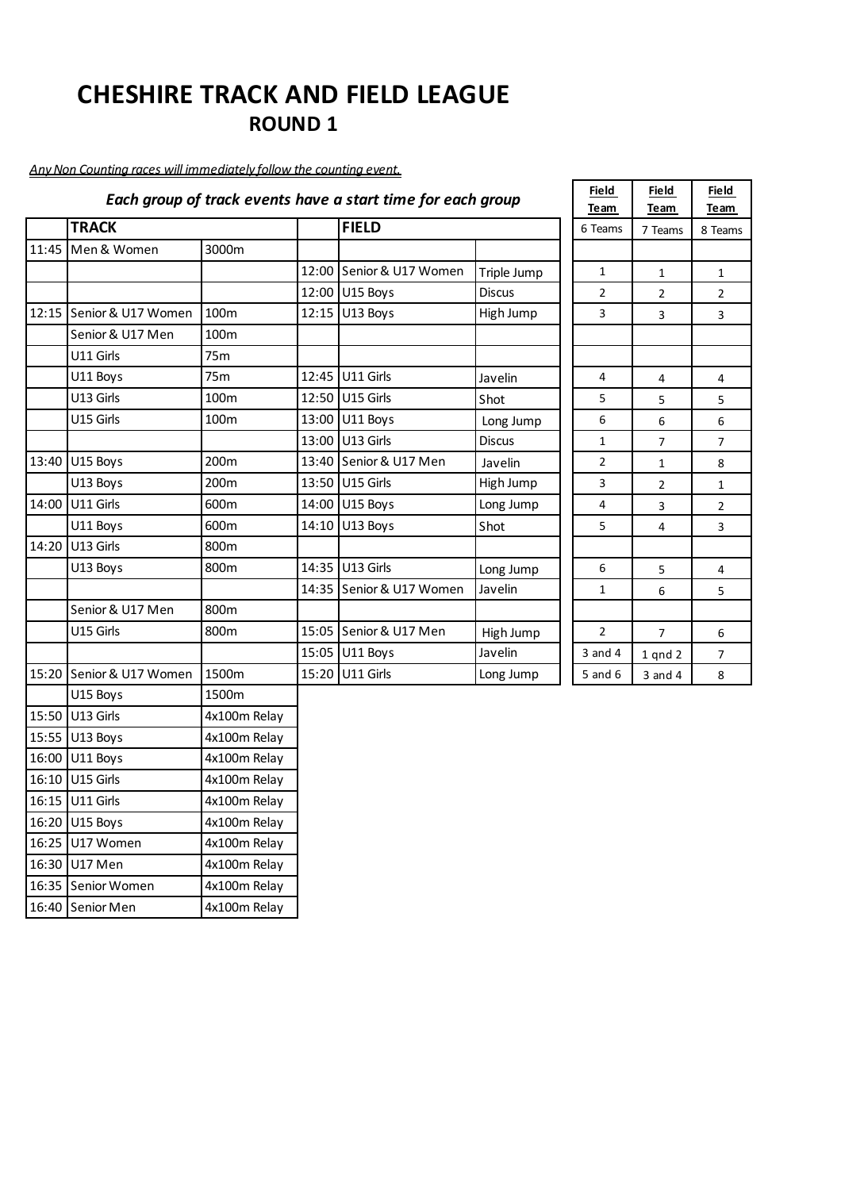# CHESHIRE TRACK AND FIELD LEAGUE

## ROUND 1

*Any Non Counting races will immediately follow the counting event.*

***Each group of track events have a start time for each group***

| | TRACK | | | FIELD | | Field Team | Field Team | Field Team |
|---|---|---|---|---|---|---|---|---|
| | | | | | | 6 Teams | 7 Teams | 8 Teams |
| 11:45 | Men & Women | 3000m | | | | | | |
| | | | 12:00 | Senior & U17 Women | Triple Jump | 1 | 1 | 1 |
| | | | 12:00 | U15 Boys | Discus | 2 | 2 | 2 |
| 12:15 | Senior & U17 Women | 100m | 12:15 | U13 Boys | High Jump | 3 | 3 | 3 |
| | Senior & U17 Men | 100m | | | | | | |
| | U11 Girls | 75m | | | | | | |
| | U11 Boys | 75m | 12:45 | U11 Girls | Javelin | 4 | 4 | 4 |
| | U13 Girls | 100m | 12:50 | U15 Girls | Shot | 5 | 5 | 5 |
| | U15 Girls | 100m | 13:00 | U11 Boys | Long Jump | 6 | 6 | 6 |
| | | | 13:00 | U13 Girls | Discus | 1 | 7 | 7 |
| 13:40 | U15 Boys | 200m | 13:40 | Senior & U17 Men | Javelin | 2 | 1 | 8 |
| | U13 Boys | 200m | 13:50 | U15 Girls | High Jump | 3 | 2 | 1 |
| 14:00 | U11 Girls | 600m | 14:00 | U15 Boys | Long Jump | 4 | 3 | 2 |
| | U11 Boys | 600m | 14:10 | U13 Boys | Shot | 5 | 4 | 3 |
| 14:20 | U13 Girls | 800m | | | | | | |
| | U13 Boys | 800m | 14:35 | U13 Girls | Long Jump | 6 | 5 | 4 |
| | | | 14:35 | Senior & U17 Women | Javelin | 1 | 6 | 5 |
| | Senior & U17 Men | 800m | | | | | | |
| | U15 Girls | 800m | 15:05 | Senior & U17 Men | High Jump | 2 | 7 | 6 |
| | | | 15:05 | U11 Boys | Javelin | 3 and 4 | 1 qnd 2 | 7 |
| 15:20 | Senior & U17 Women | 1500m | 15:20 | U11 Girls | Long Jump | 5 and 6 | 3 and 4 | 8 |
| | U15 Boys | 1500m | | | | | | |
| 15:50 | U13 Girls | 4x100m Relay | | | | | | |
| 15:55 | U13 Boys | 4x100m Relay | | | | | | |
| 16:00 | U11 Boys | 4x100m Relay | | | | | | |
| 16:10 | U15 Girls | 4x100m Relay | | | | | | |
| 16:15 | U11 Girls | 4x100m Relay | | | | | | |
| 16:20 | U15 Boys | 4x100m Relay | | | | | | |
| 16:25 | U17 Women | 4x100m Relay | | | | | | |
| 16:30 | U17 Men | 4x100m Relay | | | | | | |
| 16:35 | Senior Women | 4x100m Relay | | | | | | |
| 16:40 | Senior Men | 4x100m Relay | | | | | | |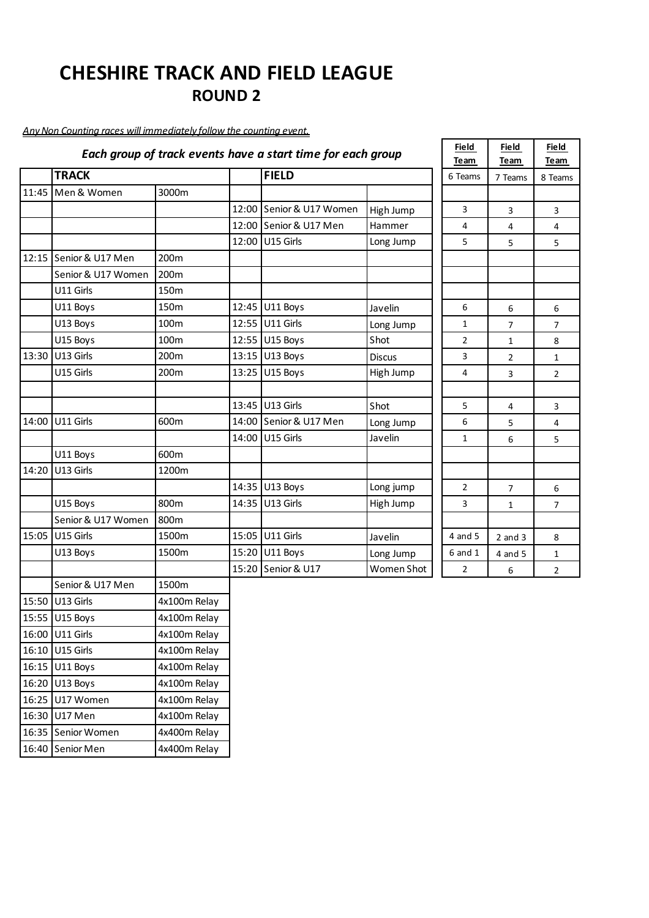# CHESHIRE TRACK AND FIELD LEAGUE

## ROUND 2

*Any Non Counting races will immediately follow the counting event.*

***Each group of track events have a start time for each group***

| | TRACK | | | FIELD | | Field Team 6 Teams | Field Team 7 Teams | Field Team 8 Teams |
|---|---|---|---|---|---|---|---|---|
| 11:45 | Men & Women | 3000m | | | | | | |
| | | | 12:00 | Senior & U17 Women | High Jump | 3 | 3 | 3 |
| | | | 12:00 | Senior & U17 Men | Hammer | 4 | 4 | 4 |
| | | | 12:00 | U15 Girls | Long Jump | 5 | 5 | 5 |
| 12:15 | Senior & U17 Men | 200m | | | | | | |
| | Senior & U17 Women | 200m | | | | | | |
| | U11 Girls | 150m | | | | | | |
| | U11 Boys | 150m | 12:45 | U11 Boys | Javelin | 6 | 6 | 6 |
| | U13 Boys | 100m | 12:55 | U11 Girls | Long Jump | 1 | 7 | 7 |
| | U15 Boys | 100m | 12:55 | U15 Boys | Shot | 2 | 1 | 8 |
| 13:30 | U13 Girls | 200m | 13:15 | U13 Boys | Discus | 3 | 2 | 1 |
| | U15 Girls | 200m | 13:25 | U15 Boys | High Jump | 4 | 3 | 2 |
| | | | | | | | | |
| | | | 13:45 | U13 Girls | Shot | 5 | 4 | 3 |
| 14:00 | U11 Girls | 600m | 14:00 | Senior & U17 Men | Long Jump | 6 | 5 | 4 |
| | | | 14:00 | U15 Girls | Javelin | 1 | 6 | 5 |
| | U11 Boys | 600m | | | | | | |
| 14:20 | U13 Girls | 1200m | | | | | | |
| | | | 14:35 | U13 Boys | Long jump | 2 | 7 | 6 |
| | U15 Boys | 800m | 14:35 | U13 Girls | High Jump | 3 | 1 | 7 |
| | Senior & U17 Women | 800m | | | | | | |
| 15:05 | U15 Girls | 1500m | 15:05 | U11 Girls | Javelin | 4 and 5 | 2 and 3 | 8 |
| | U13 Boys | 1500m | 15:20 | U11 Boys | Long Jump | 6 and 1 | 4 and 5 | 1 |
| | | | 15:20 | Senior & U17 | Women Shot | 2 | 6 | 2 |
| | Senior & U17 Men | 1500m | | | | | | |
| 15:50 | U13 Girls | 4x100m Relay | | | | | | |
| 15:55 | U15 Boys | 4x100m Relay | | | | | | |
| 16:00 | U11 Girls | 4x100m Relay | | | | | | |
| 16:10 | U15 Girls | 4x100m Relay | | | | | | |
| 16:15 | U11 Boys | 4x100m Relay | | | | | | |
| 16:20 | U13 Boys | 4x100m Relay | | | | | | |
| 16:25 | U17 Women | 4x100m Relay | | | | | | |
| 16:30 | U17 Men | 4x100m Relay | | | | | | |
| 16:35 | Senior Women | 4x400m Relay | | | | | | |
| 16:40 | Senior Men | 4x400m Relay | | | | | | |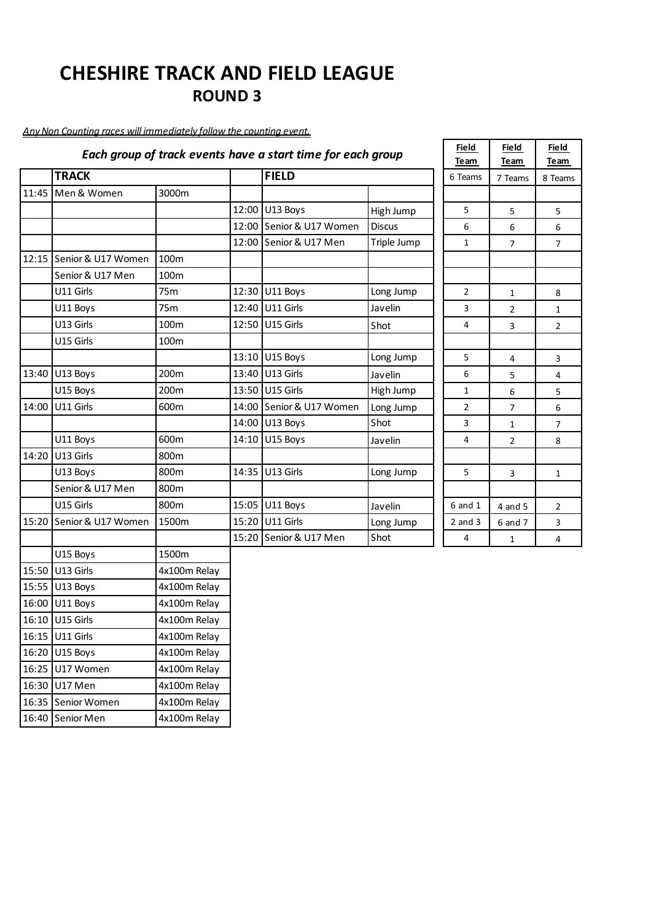# CHESHIRE TRACK AND FIELD LEAGUE

## ROUND 3

*Any Non Counting races will immediately follow the counting event.*

***Each group of track events have a start time for each group***

| | TRACK | | | FIELD | | Field Team | Field Team | Field Team |
|---|---|---|---|---|---|---|---|---|
| | | | | | | 6 Teams | 7 Teams | 8 Teams |
| 11:45 | Men & Women | 3000m | | | | | | |
| | | | 12:00 | U13 Boys | High Jump | 5 | 5 | 5 |
| | | | 12:00 | Senior & U17 Women | Discus | 6 | 6 | 6 |
| | | | 12:00 | Senior & U17 Men | Triple Jump | 1 | 7 | 7 |
| 12:15 | Senior & U17 Women | 100m | | | | | | |
| | Senior & U17 Men | 100m | | | | | | |
| | U11 Girls | 75m | 12:30 | U11 Boys | Long Jump | 2 | 1 | 8 |
| | U11 Boys | 75m | 12:40 | U11 Girls | Javelin | 3 | 2 | 1 |
| | U13 Girls | 100m | 12:50 | U15 Girls | Shot | 4 | 3 | 2 |
| | U15 Girls | 100m | | | | | | |
| | | | 13:10 | U15 Boys | Long Jump | 5 | 4 | 3 |
| 13:40 | U13 Boys | 200m | 13:40 | U13 Girls | Javelin | 6 | 5 | 4 |
| | U15 Boys | 200m | 13:50 | U15 Girls | High Jump | 1 | 6 | 5 |
| 14:00 | U11 Girls | 600m | 14:00 | Senior & U17 Women | Long Jump | 2 | 7 | 6 |
| | | | 14:00 | U13 Boys | Shot | 3 | 1 | 7 |
| | U11 Boys | 600m | 14:10 | U15 Boys | Javelin | 4 | 2 | 8 |
| 14:20 | U13 Girls | 800m | | | | | | |
| | U13 Boys | 800m | 14:35 | U13 Girls | Long Jump | 5 | 3 | 1 |
| | Senior & U17 Men | 800m | | | | | | |
| | U15 Girls | 800m | 15:05 | U11 Boys | Javelin | 6 and 1 | 4 and 5 | 2 |
| 15:20 | Senior & U17 Women | 1500m | 15:20 | U11 Girls | Long Jump | 2 and 3 | 6 and 7 | 3 |
| | | | 15:20 | Senior & U17 Men | Shot | 4 | 1 | 4 |
| | U15 Boys | 1500m | | | | | | |
| 15:50 | U13 Girls | 4x100m Relay | | | | | | |
| 15:55 | U13 Boys | 4x100m Relay | | | | | | |
| 16:00 | U11 Boys | 4x100m Relay | | | | | | |
| 16:10 | U15 Girls | 4x100m Relay | | | | | | |
| 16:15 | U11 Girls | 4x100m Relay | | | | | | |
| 16:20 | U15 Boys | 4x100m Relay | | | | | | |
| 16:25 | U17 Women | 4x100m Relay | | | | | | |
| 16:30 | U17 Men | 4x100m Relay | | | | | | |
| 16:35 | Senior Women | 4x100m Relay | | | | | | |
| 16:40 | Senior Men | 4x100m Relay | | | | | | |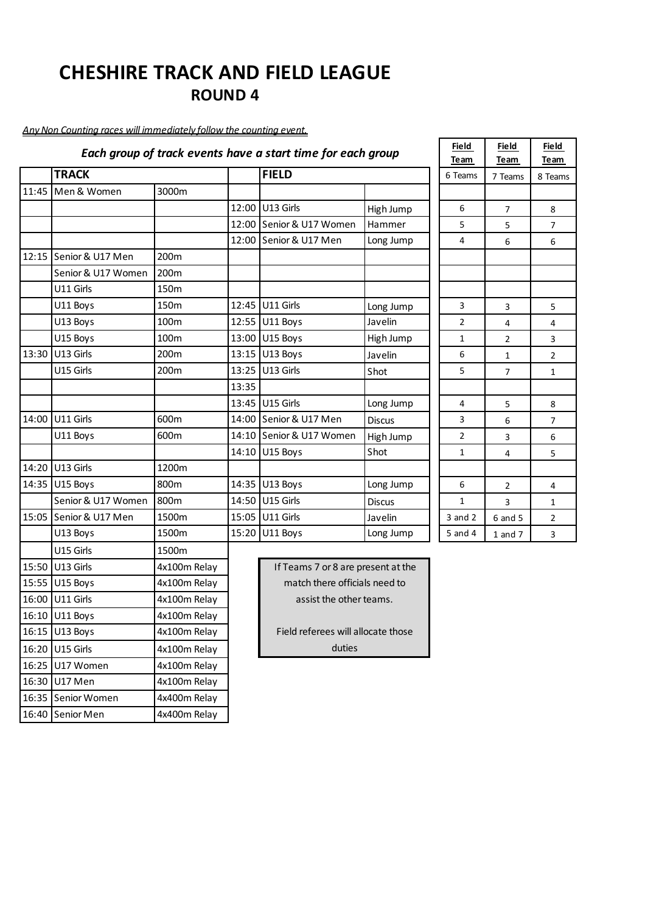# CHESHIRE TRACK AND FIELD LEAGUE

## ROUND 4

*Any Non Counting races will immediately follow the counting event.*

***Each group of track events have a start time for each group***

| | TRACK | | | FIELD | | Field Team 6 Teams | Field Team 7 Teams | Field Team 8 Teams |
|---|---|---|---|---|---|---|---|---|
| 11:45 | Men & Women | 3000m | | | | | | |
| | | | 12:00 | U13 Girls | High Jump | 6 | 7 | 8 |
| | | | 12:00 | Senior & U17 Women | Hammer | 5 | 5 | 7 |
| | | | 12:00 | Senior & U17 Men | Long Jump | 4 | 6 | 6 |
| 12:15 | Senior & U17 Men | 200m | | | | | | |
| | Senior & U17 Women | 200m | | | | | | |
| | U11 Girls | 150m | | | | | | |
| | U11 Boys | 150m | 12:45 | U11 Girls | Long Jump | 3 | 3 | 5 |
| | U13 Boys | 100m | 12:55 | U11 Boys | Javelin | 2 | 4 | 4 |
| | U15 Boys | 100m | 13:00 | U15 Boys | High Jump | 1 | 2 | 3 |
| 13:30 | U13 Girls | 200m | 13:15 | U13 Boys | Javelin | 6 | 1 | 2 |
| | U15 Girls | 200m | 13:25 | U13 Girls | Shot | 5 | 7 | 1 |
| | | | 13:35 | | | | | |
| | | | 13:45 | U15 Girls | Long Jump | 4 | 5 | 8 |
| 14:00 | U11 Girls | 600m | 14:00 | Senior & U17 Men | Discus | 3 | 6 | 7 |
| | U11 Boys | 600m | 14:10 | Senior & U17 Women | High Jump | 2 | 3 | 6 |
| | | | 14:10 | U15 Boys | Shot | 1 | 4 | 5 |
| 14:20 | U13 Girls | 1200m | | | | | | |
| 14:35 | U15 Boys | 800m | 14:35 | U13 Boys | Long Jump | 6 | 2 | 4 |
| | Senior & U17 Women | 800m | 14:50 | U15 Girls | Discus | 1 | 3 | 1 |
| 15:05 | Senior & U17 Men | 1500m | 15:05 | U11 Girls | Javelin | 3 and 2 | 6 and 5 | 2 |
| | U13 Boys | 1500m | 15:20 | U11 Boys | Long Jump | 5 and 4 | 1 and 7 | 3 |
| | U15 Girls | 1500m | | | | | | |
| 15:50 | U13 Girls | 4x100m Relay | | | | | | |
| 15:55 | U15 Boys | 4x100m Relay | | | | | | |
| 16:00 | U11 Girls | 4x100m Relay | | | | | | |
| 16:10 | U11 Boys | 4x100m Relay | | | | | | |
| 16:15 | U13 Boys | 4x100m Relay | | | | | | |
| 16:20 | U15 Girls | 4x100m Relay | | | | | | |
| 16:25 | U17 Women | 4x100m Relay | | | | | | |
| 16:30 | U17 Men | 4x100m Relay | | | | | | |
| 16:35 | Senior Women | 4x400m Relay | | | | | | |
| 16:40 | Senior Men | 4x400m Relay | | | | | | |

If Teams 7 or 8 are present at the match there officials need to assist the other teams.

Field referees will allocate those duties